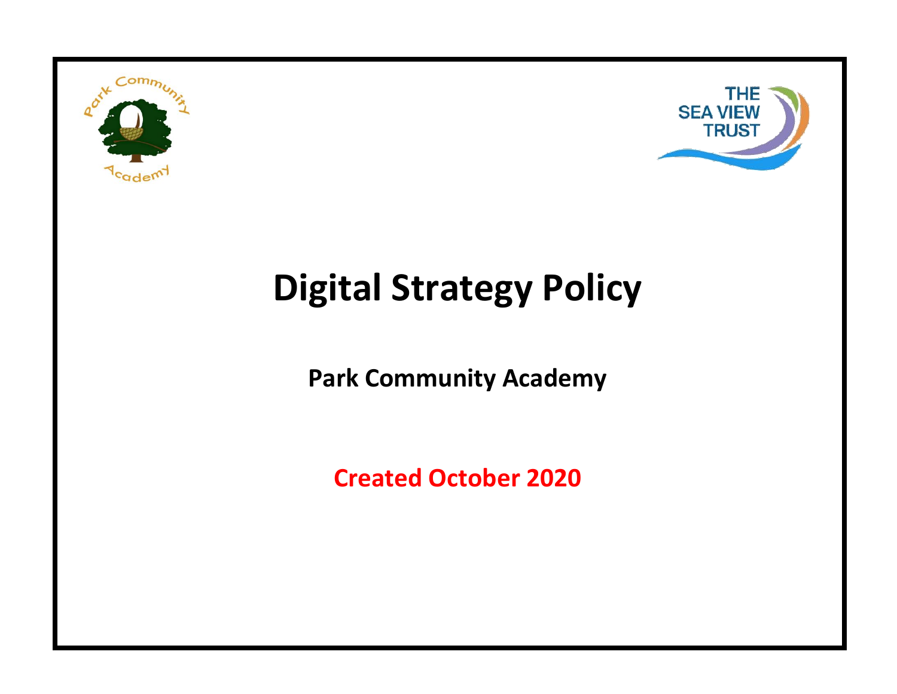# Digital Strategy Policy

**Park Community Academy**

**Created October 2020**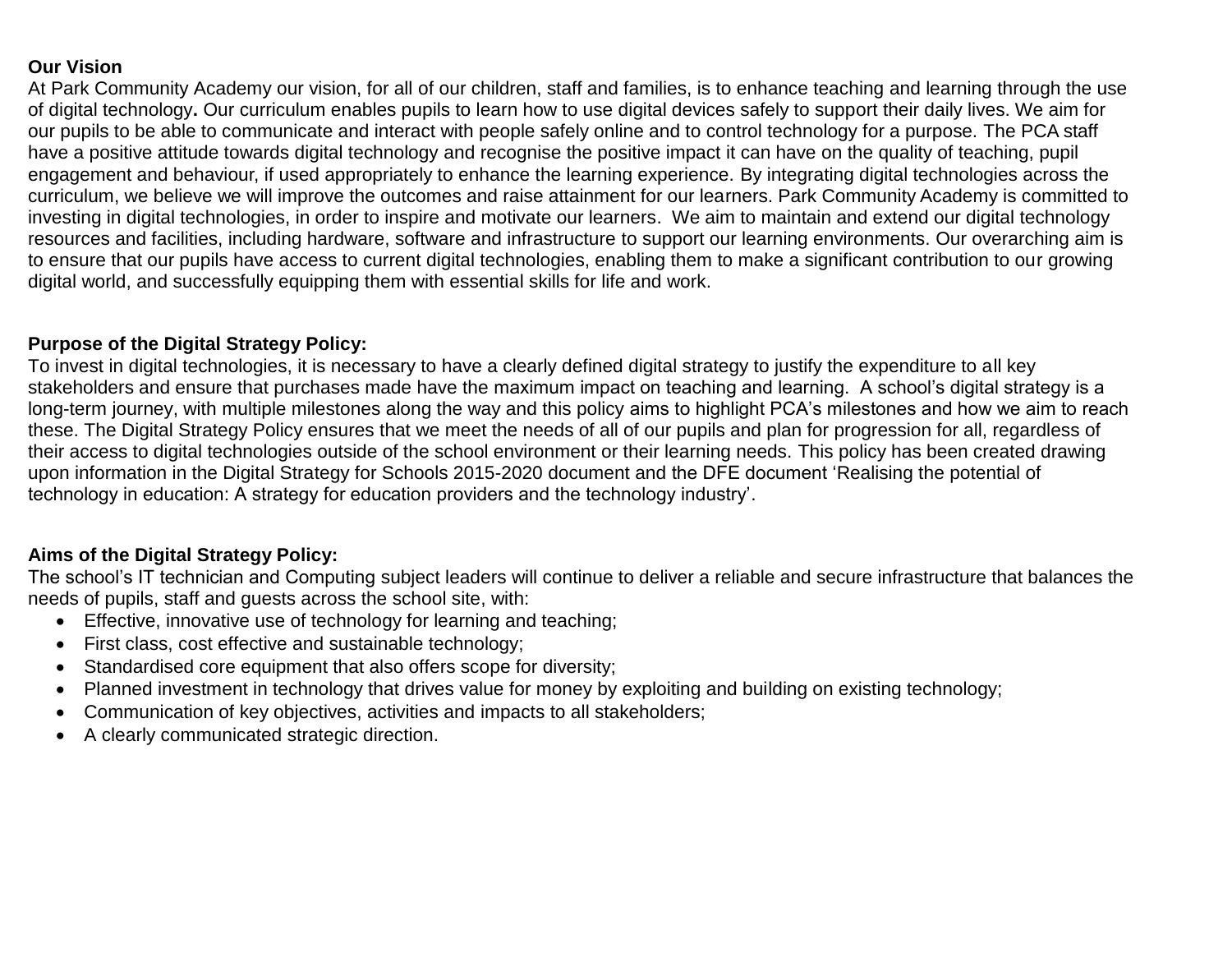**Our Vision**

At Park Community Academy our vision, for all of our children, staff and families, is to enhance teaching and learning through the use of digital technology**.** Our curriculum enables pupils to learn how to use digital devices safely to support their daily lives. We aim for our pupils to be able to communicate and interact with people safely online and to control technology for a purpose. The PCA staff have a positive attitude towards digital technology and recognise the positive impact it can have on the quality of teaching, pupil engagement and behaviour, if used appropriately to enhance the learning experience. By integrating digital technologies across the curriculum, we believe we will improve the outcomes and raise attainment for our learners. Park Community Academy is committed to investing in digital technologies, in order to inspire and motivate our learners. We aim to maintain and extend our digital technology resources and facilities, including hardware, software and infrastructure to support our learning environments. Our overarching aim is to ensure that our pupils have access to current digital technologies, enabling them to make a significant contribution to our growing digital world, and successfully equipping them with essential skills for life and work.

**Purpose of the Digital Strategy Policy:**

To invest in digital technologies, it is necessary to have a clearly defined digital strategy to justify the expenditure to all key stakeholders and ensure that purchases made have the maximum impact on teaching and learning. A school's digital strategy is a long-term journey, with multiple milestones along the way and this policy aims to highlight PCA's milestones and how we aim to reach these. The Digital Strategy Policy ensures that we meet the needs of all of our pupils and plan for progression for all, regardless of their access to digital technologies outside of the school environment or their learning needs. This policy has been created drawing upon information in the Digital Strategy for Schools 2015-2020 document and the DFE document 'Realising the potential of technology in education: A strategy for education providers and the technology industry'.

**Aims of the Digital Strategy Policy:**

The school's IT technician and Computing subject leaders will continue to deliver a reliable and secure infrastructure that balances the needs of pupils, staff and guests across the school site, with:

- Effective, innovative use of technology for learning and teaching;
- First class, cost effective and sustainable technology;
- Standardised core equipment that also offers scope for diversity;
- Planned investment in technology that drives value for money by exploiting and building on existing technology;
- Communication of key objectives, activities and impacts to all stakeholders;
- A clearly communicated strategic direction.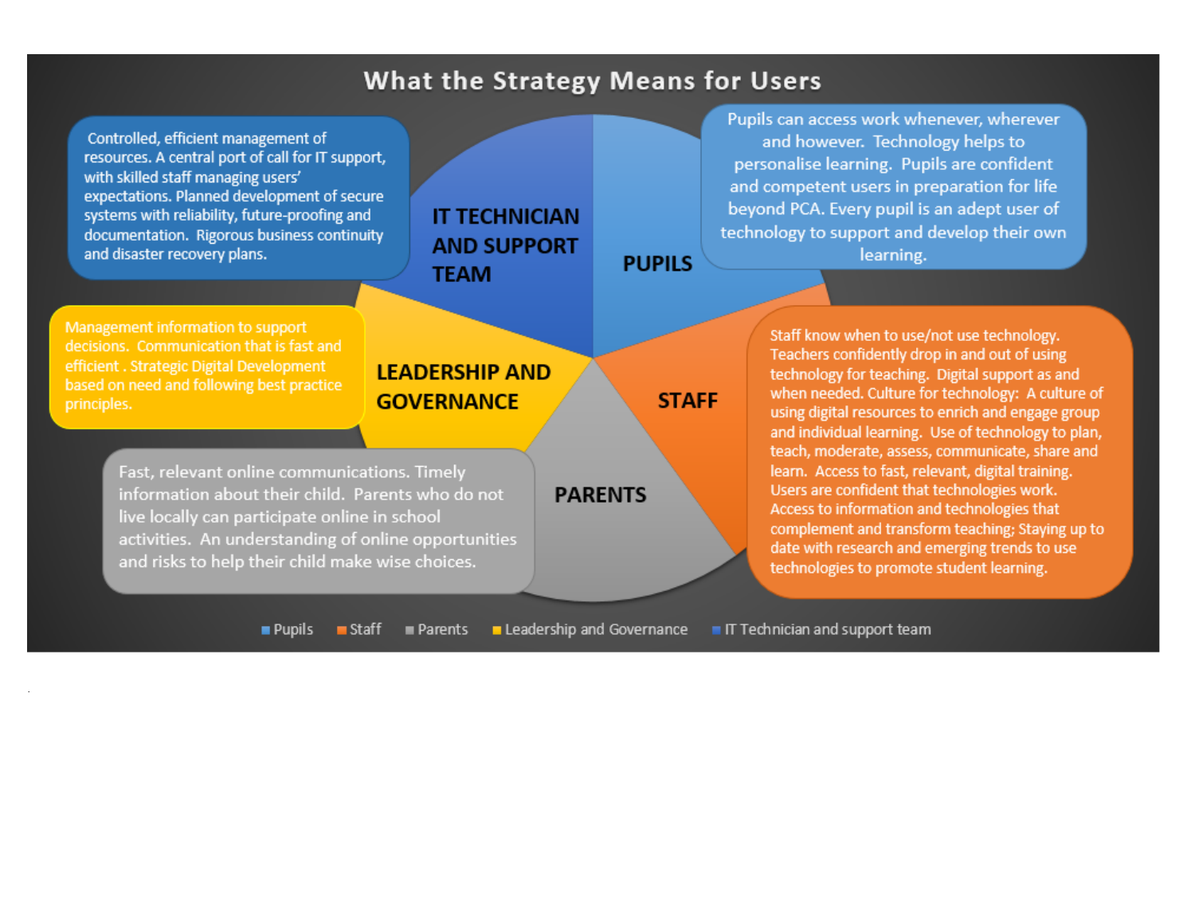# What the Strategy Means for Users

## IT Technician and Support Team

Controlled, efficient management of resources. A central port of call for IT support, with skilled staff managing users' expectations. Planned development of secure systems with reliability, future-proofing and documentation. Rigorous business continuity and disaster recovery plans.

## Pupils

Pupils can access work whenever, wherever and however. Technology helps to personalise learning. Pupils are confident and competent users in preparation for life beyond PCA. Every pupil is an adept user of technology to support and develop their own learning.

## Leadership and Governance

Management information to support decisions. Communication that is fast and efficient . Strategic Digital Development based on need and following best practice principles.

## Staff

Staff know when to use/not use technology. Teachers confidently drop in and out of using technology for teaching. Digital support as and when needed. Culture for technology: A culture of using digital resources to enrich and engage group and individual learning. Use of technology to plan, teach, moderate, assess, communicate, share and learn. Access to fast, relevant, digital training. Users are confident that technologies work. Access to information and technologies that complement and transform teaching; Staying up to date with research and emerging trends to use technologies to promote student learning.

## Parents

Fast, relevant online communications. Timely information about their child. Parents who do not live locally can participate online in school activities. An understanding of online opportunities and risks to help their child make wise choices.

Pupils | Staff | Parents | Leadership and Governance | IT Technician and support team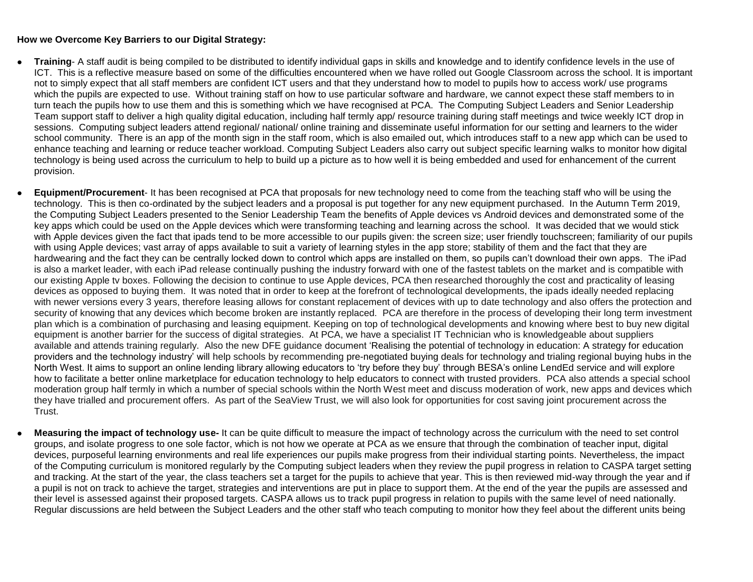**How we Overcome Key Barriers to our Digital Strategy:**

- **Training**- A staff audit is being compiled to be distributed to identify individual gaps in skills and knowledge and to identify confidence levels in the use of ICT. This is a reflective measure based on some of the difficulties encountered when we have rolled out Google Classroom across the school. It is important not to simply expect that all staff members are confident ICT users and that they understand how to model to pupils how to access work/ use programs which the pupils are expected to use. Without training staff on how to use particular software and hardware, we cannot expect these staff members to in turn teach the pupils how to use them and this is something which we have recognised at PCA. The Computing Subject Leaders and Senior Leadership Team support staff to deliver a high quality digital education, including half termly app/ resource training during staff meetings and twice weekly ICT drop in sessions. Computing subject leaders attend regional/ national/ online training and disseminate useful information for our setting and learners to the wider school community. There is an app of the month sign in the staff room, which is also emailed out, which introduces staff to a new app which can be used to enhance teaching and learning or reduce teacher workload. Computing Subject Leaders also carry out subject specific learning walks to monitor how digital technology is being used across the curriculum to help to build up a picture as to how well it is being embedded and used for enhancement of the current provision.

- **Equipment/Procurement**- It has been recognised at PCA that proposals for new technology need to come from the teaching staff who will be using the technology. This is then co-ordinated by the subject leaders and a proposal is put together for any new equipment purchased. In the Autumn Term 2019, the Computing Subject Leaders presented to the Senior Leadership Team the benefits of Apple devices vs Android devices and demonstrated some of the key apps which could be used on the Apple devices which were transforming teaching and learning across the school. It was decided that we would stick with Apple devices given the fact that ipads tend to be more accessible to our pupils given: the screen size; user friendly touchscreen; familiarity of our pupils with using Apple devices; vast array of apps available to suit a variety of learning styles in the app store; stability of them and the fact that they are hardwearing and the fact they can be centrally locked down to control which apps are installed on them, so pupils can't download their own apps. The iPad is also a market leader, with each iPad release continually pushing the industry forward with one of the fastest tablets on the market and is compatible with our existing Apple tv boxes. Following the decision to continue to use Apple devices, PCA then researched thoroughly the cost and practicality of leasing devices as opposed to buying them. It was noted that in order to keep at the forefront of technological developments, the ipads ideally needed replacing with newer versions every 3 years, therefore leasing allows for constant replacement of devices with up to date technology and also offers the protection and security of knowing that any devices which become broken are instantly replaced. PCA are therefore in the process of developing their long term investment plan which is a combination of purchasing and leasing equipment. Keeping on top of technological developments and knowing where best to buy new digital equipment is another barrier for the success of digital strategies. At PCA, we have a specialist IT Technician who is knowledgeable about suppliers available and attends training regularly. Also the new DFE guidance document 'Realising the potential of technology in education: A strategy for education providers and the technology industry' will help schools by recommending pre-negotiated buying deals for technology and trialing regional buying hubs in the North West. It aims to support an online lending library allowing educators to 'try before they buy' through BESA's online LendEd service and will explore how to facilitate a better online marketplace for education technology to help educators to connect with trusted providers. PCA also attends a special school moderation group half termly in which a number of special schools within the North West meet and discuss moderation of work, new apps and devices which they have trialled and procurement offers. As part of the SeaView Trust, we will also look for opportunities for cost saving joint procurement across the Trust.

- **Measuring the impact of technology use-** It can be quite difficult to measure the impact of technology across the curriculum with the need to set control groups, and isolate progress to one sole factor, which is not how we operate at PCA as we ensure that through the combination of teacher input, digital devices, purposeful learning environments and real life experiences our pupils make progress from their individual starting points. Nevertheless, the impact of the Computing curriculum is monitored regularly by the Computing subject leaders when they review the pupil progress in relation to CASPA target setting and tracking. At the start of the year, the class teachers set a target for the pupils to achieve that year. This is then reviewed mid-way through the year and if a pupil is not on track to achieve the target, strategies and interventions are put in place to support them. At the end of the year the pupils are assessed and their level is assessed against their proposed targets. CASPA allows us to track pupil progress in relation to pupils with the same level of need nationally. Regular discussions are held between the Subject Leaders and the other staff who teach computing to monitor how they feel about the different units being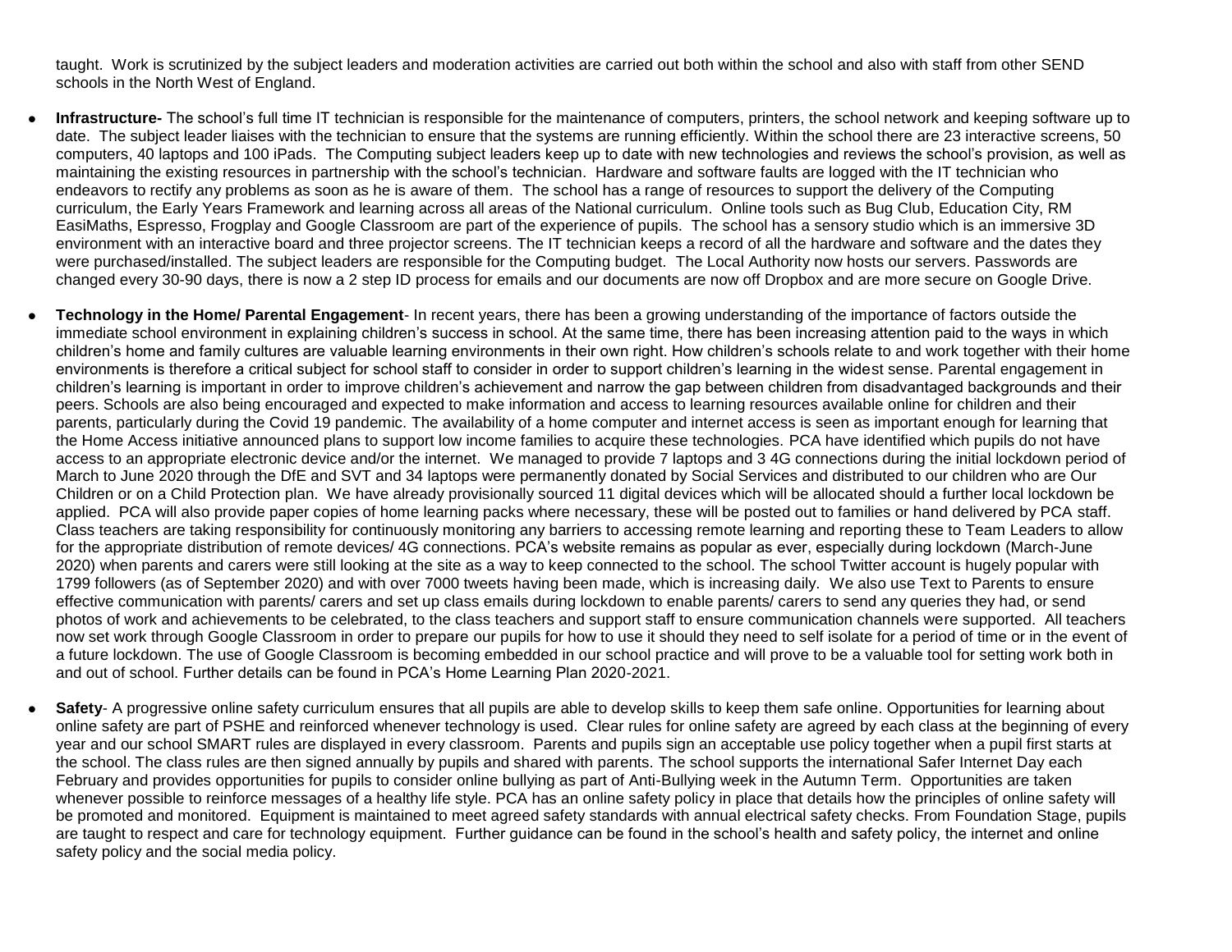taught. Work is scrutinized by the subject leaders and moderation activities are carried out both within the school and also with staff from other SEND schools in the North West of England.

- **Infrastructure-** The school's full time IT technician is responsible for the maintenance of computers, printers, the school network and keeping software up to date. The subject leader liaises with the technician to ensure that the systems are running efficiently. Within the school there are 23 interactive screens, 50 computers, 40 laptops and 100 iPads. The Computing subject leaders keep up to date with new technologies and reviews the school's provision, as well as maintaining the existing resources in partnership with the school's technician. Hardware and software faults are logged with the IT technician who endeavors to rectify any problems as soon as he is aware of them. The school has a range of resources to support the delivery of the Computing curriculum, the Early Years Framework and learning across all areas of the National curriculum. Online tools such as Bug Club, Education City, RM EasiMaths, Espresso, Frogplay and Google Classroom are part of the experience of pupils. The school has a sensory studio which is an immersive 3D environment with an interactive board and three projector screens. The IT technician keeps a record of all the hardware and software and the dates they were purchased/installed. The subject leaders are responsible for the Computing budget. The Local Authority now hosts our servers. Passwords are changed every 30-90 days, there is now a 2 step ID process for emails and our documents are now off Dropbox and are more secure on Google Drive.

- **Technology in the Home/ Parental Engagement**- In recent years, there has been a growing understanding of the importance of factors outside the immediate school environment in explaining children's success in school. At the same time, there has been increasing attention paid to the ways in which children's home and family cultures are valuable learning environments in their own right. How children's schools relate to and work together with their home environments is therefore a critical subject for school staff to consider in order to support children's learning in the widest sense. Parental engagement in children's learning is important in order to improve children's achievement and narrow the gap between children from disadvantaged backgrounds and their peers. Schools are also being encouraged and expected to make information and access to learning resources available online for children and their parents, particularly during the Covid 19 pandemic. The availability of a home computer and internet access is seen as important enough for learning that the Home Access initiative announced plans to support low income families to acquire these technologies. PCA have identified which pupils do not have access to an appropriate electronic device and/or the internet. We managed to provide 7 laptops and 3 4G connections during the initial lockdown period of March to June 2020 through the DfE and SVT and 34 laptops were permanently donated by Social Services and distributed to our children who are Our Children or on a Child Protection plan. We have already provisionally sourced 11 digital devices which will be allocated should a further local lockdown be applied. PCA will also provide paper copies of home learning packs where necessary, these will be posted out to families or hand delivered by PCA staff. Class teachers are taking responsibility for continuously monitoring any barriers to accessing remote learning and reporting these to Team Leaders to allow for the appropriate distribution of remote devices/ 4G connections. PCA's website remains as popular as ever, especially during lockdown (March-June 2020) when parents and carers were still looking at the site as a way to keep connected to the school. The school Twitter account is hugely popular with 1799 followers (as of September 2020) and with over 7000 tweets having been made, which is increasing daily. We also use Text to Parents to ensure effective communication with parents/ carers and set up class emails during lockdown to enable parents/ carers to send any queries they had, or send photos of work and achievements to be celebrated, to the class teachers and support staff to ensure communication channels were supported. All teachers now set work through Google Classroom in order to prepare our pupils for how to use it should they need to self isolate for a period of time or in the event of a future lockdown. The use of Google Classroom is becoming embedded in our school practice and will prove to be a valuable tool for setting work both in and out of school. Further details can be found in PCA's Home Learning Plan 2020-2021.

- **Safety**- A progressive online safety curriculum ensures that all pupils are able to develop skills to keep them safe online. Opportunities for learning about online safety are part of PSHE and reinforced whenever technology is used. Clear rules for online safety are agreed by each class at the beginning of every year and our school SMART rules are displayed in every classroom. Parents and pupils sign an acceptable use policy together when a pupil first starts at the school. The class rules are then signed annually by pupils and shared with parents. The school supports the international Safer Internet Day each February and provides opportunities for pupils to consider online bullying as part of Anti-Bullying week in the Autumn Term. Opportunities are taken whenever possible to reinforce messages of a healthy life style. PCA has an online safety policy in place that details how the principles of online safety will be promoted and monitored. Equipment is maintained to meet agreed safety standards with annual electrical safety checks. From Foundation Stage, pupils are taught to respect and care for technology equipment. Further guidance can be found in the school's health and safety policy, the internet and online safety policy and the social media policy.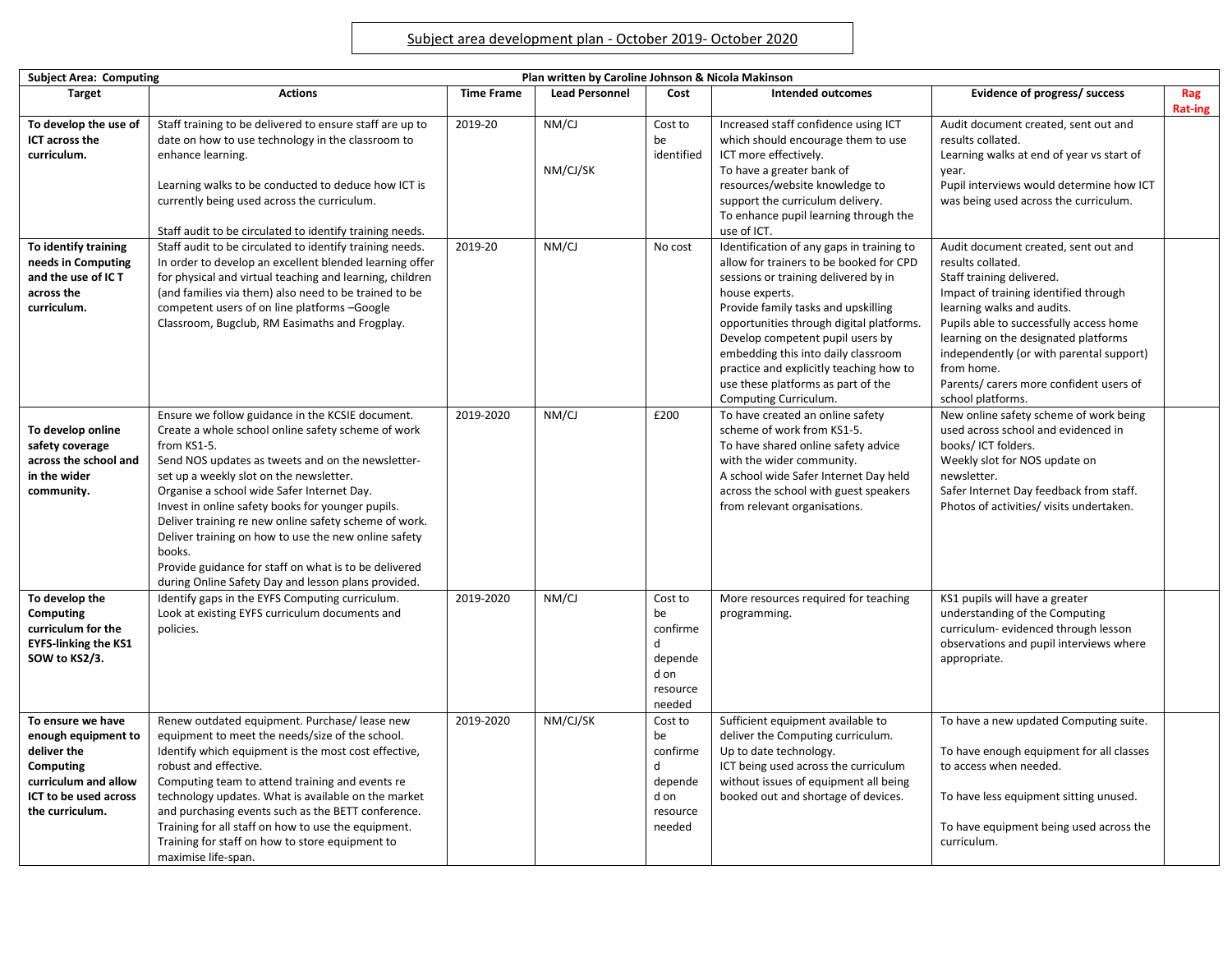Subject area development plan - October 2019- October 2020

| Subject Area: Computing | Plan written by Caroline Johnson & Nicola Makinson | | | | | | |
|---|---|---|---|---|---|---|---|
| **Target** | **Actions** | **Time Frame** | **Lead Personnel** | **Cost** | **Intended outcomes** | **Evidence of progress/ success** | **Rag Rat-ing** |
| **To develop the use of ICT across the curriculum.** | Staff training to be delivered to ensure staff are up to date on how to use technology in the classroom to enhance learning.<br><br>Learning walks to be conducted to deduce how ICT is currently being used across the curriculum.<br><br>Staff audit to be circulated to identify training needs. | 2019-20 | NM/CJ<br><br>NM/CJ/SK | Cost to be identified | Increased staff confidence using ICT which should encourage them to use ICT more effectively.<br>To have a greater bank of resources/website knowledge to support the curriculum delivery.<br>To enhance pupil learning through the use of ICT. | Audit document created, sent out and results collated.<br>Learning walks at end of year vs start of year.<br>Pupil interviews would determine how ICT was being used across the curriculum. | |
| **To identify training needs in Computing and the use of IC T across the curriculum.** | Staff audit to be circulated to identify training needs.<br>In order to develop an excellent blended learning offer for physical and virtual teaching and learning, children (and families via them) also need to be trained to be competent users of on line platforms –Google Classroom, Bugclub, RM Easimaths and Frogplay. | 2019-20 | NM/CJ | No cost | Identification of any gaps in training to allow for trainers to be booked for CPD sessions or training delivered by in house experts.<br>Provide family tasks and upskilling opportunities through digital platforms.<br>Develop competent pupil users by embedding this into daily classroom practice and explicitly teaching how to use these platforms as part of the Computing Curriculum. | Audit document created, sent out and results collated.<br>Staff training delivered.<br>Impact of training identified through learning walks and audits.<br>Pupils able to successfully access home learning on the designated platforms independently (or with parental support) from home.<br>Parents/ carers more confident users of school platforms. | |
| **To develop online safety coverage across the school and in the wider community.** | Ensure we follow guidance in the KCSIE document.<br>Create a whole school online safety scheme of work from KS1-5.<br>Send NOS updates as tweets and on the newsletter- set up a weekly slot on the newsletter.<br>Organise a school wide Safer Internet Day.<br>Invest in online safety books for younger pupils.<br>Deliver training re new online safety scheme of work.<br>Deliver training on how to use the new online safety books.<br>Provide guidance for staff on what is to be delivered during Online Safety Day and lesson plans provided. | 2019-2020 | NM/CJ | £200 | To have created an online safety scheme of work from KS1-5.<br>To have shared online safety advice with the wider community.<br>A school wide Safer Internet Day held across the school with guest speakers from relevant organisations. | New online safety scheme of work being used across school and evidenced in books/ ICT folders.<br>Weekly slot for NOS update on newsletter.<br>Safer Internet Day feedback from staff.<br>Photos of activities/ visits undertaken. | |
| **To develop the Computing curriculum for the EYFS-linking the KS1 SOW to KS2/3.** | Identify gaps in the EYFS Computing curriculum.<br>Look at existing EYFS curriculum documents and policies. | 2019-2020 | NM/CJ | Cost to be confirmed dependend on resource needed | More resources required for teaching programming. | KS1 pupils will have a greater understanding of the Computing curriculum- evidenced through lesson observations and pupil interviews where appropriate. | |
| **To ensure we have enough equipment to deliver the Computing curriculum and allow ICT to be used across the curriculum.** | Renew outdated equipment. Purchase/ lease new equipment to meet the needs/size of the school.<br>Identify which equipment is the most cost effective, robust and effective.<br>Computing team to attend training and events re technology updates. What is available on the market and purchasing events such as the BETT conference.<br>Training for all staff on how to use the equipment.<br>Training for staff on how to store equipment to maximise life-span. | 2019-2020 | NM/CJ/SK | Cost to be confirmed dependend on resource needed | Sufficient equipment available to deliver the Computing curriculum.<br>Up to date technology.<br>ICT being used across the curriculum without issues of equipment all being booked out and shortage of devices. | To have a new updated Computing suite.<br><br>To have enough equipment for all classes to access when needed.<br><br>To have less equipment sitting unused.<br><br>To have equipment being used across the curriculum. | |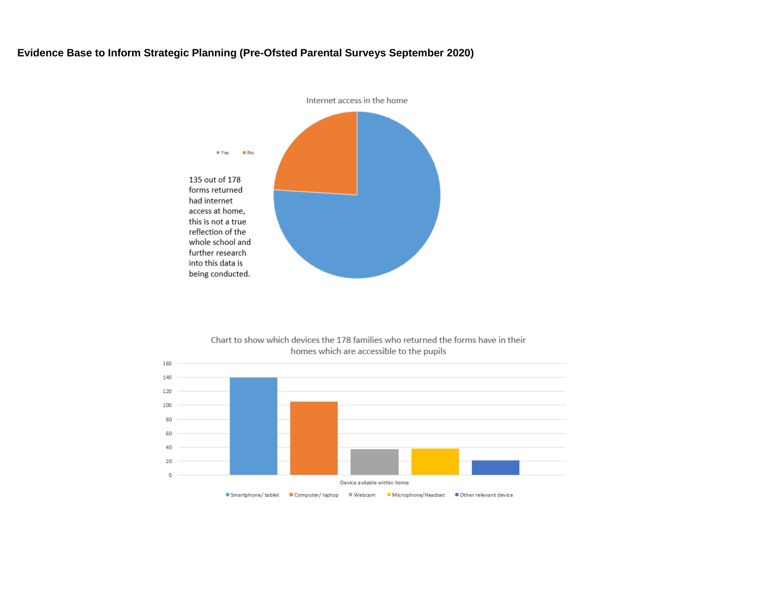**Evidence Base to Inform Strategic Planning (Pre-Ofsted Parental Surveys September 2020)**

Internet access in the home

Yes No

135 out of 178 forms returned had internet access at home, this is not a true reflection of the whole school and further research into this data is being conducted.

Chart to show which devices the 178 families who returned the forms have in their homes which are accessible to the pupils

Device avilable within home

Smartphone/ tablet, Computer/ laptop, Webcam, Microphone/Headset, Other relevant device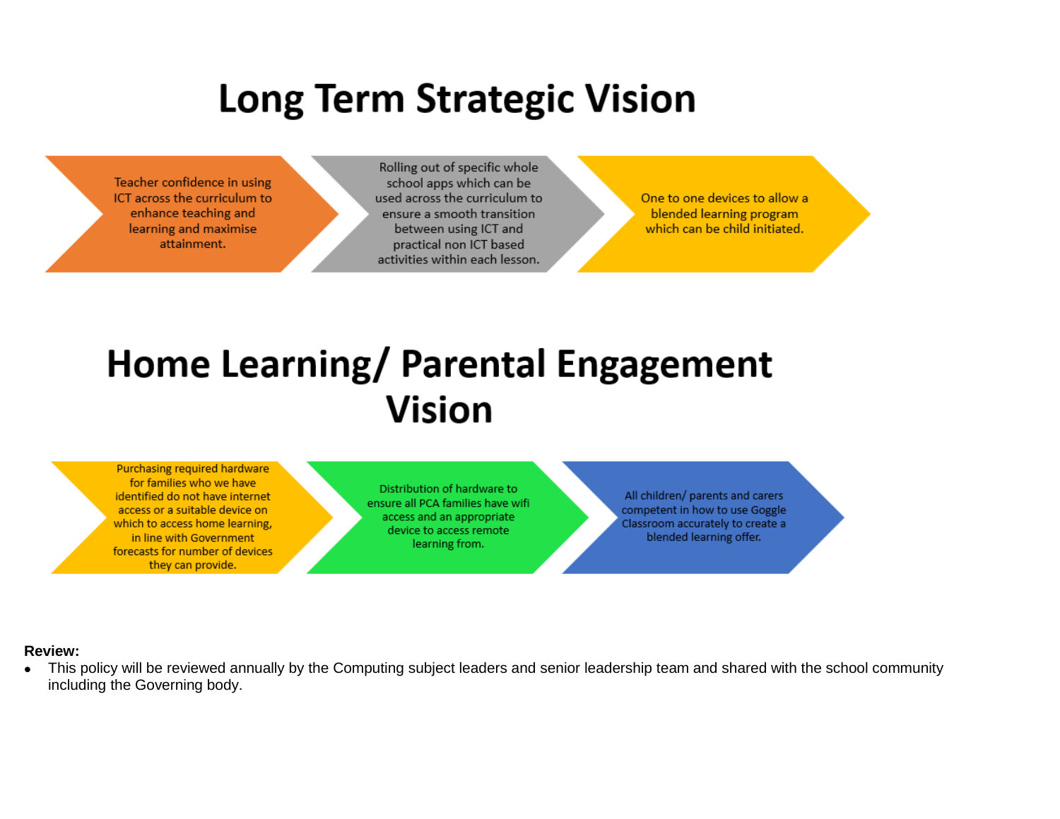# Long Term Strategic Vision

Teacher confidence in using ICT across the curriculum to enhance teaching and learning and maximise attainment.

Rolling out of specific whole school apps which can be used across the curriculum to ensure a smooth transition between using ICT and practical non ICT based activities within each lesson.

One to one devices to allow a blended learning program which can be child initiated.

# Home Learning/ Parental Engagement Vision

Purchasing required hardware for families who we have identified do not have internet access or a suitable device on which to access home learning, in line with Government forecasts for number of devices they can provide.

Distribution of hardware to ensure all PCA families have wifi access and an appropriate device to access remote learning from.

All children/ parents and carers competent in how to use Goggle Classroom accurately to create a blended learning offer.

**Review:**

- This policy will be reviewed annually by the Computing subject leaders and senior leadership team and shared with the school community including the Governing body.